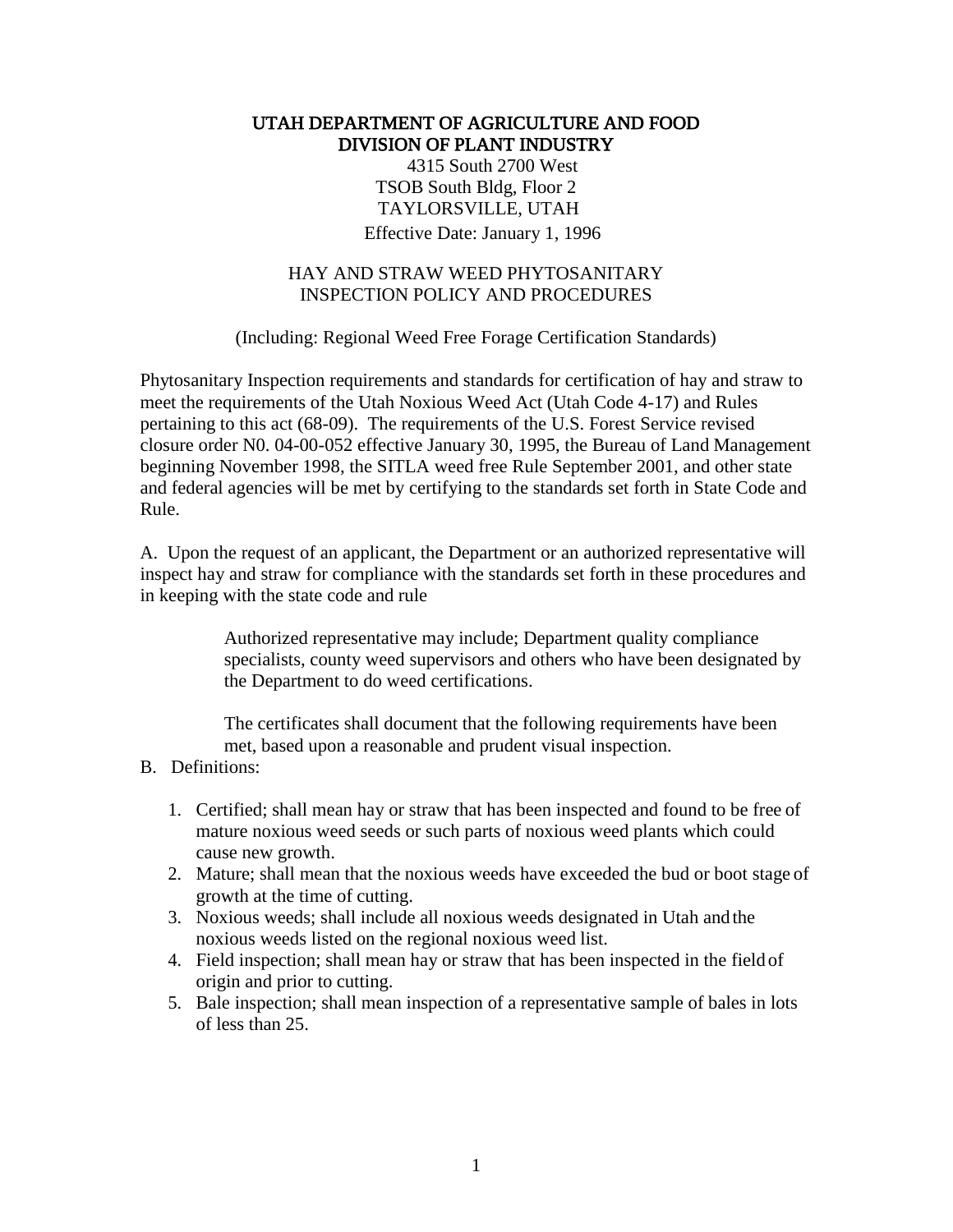# UTAH DEPARTMENT OF AGRICULTURE AND FOOD
# DIVISION OF PLANT INDUSTRY

4315 South 2700 West
TSOB South Bldg, Floor 2
TAYLORSVILLE, UTAH

Effective Date: January 1, 1996

## HAY AND STRAW WEED PHYTOSANITARY INSPECTION POLICY AND PROCEDURES

(Including: Regional Weed Free Forage Certification Standards)

Phytosanitary Inspection requirements and standards for certification of hay and straw to meet the requirements of the Utah Noxious Weed Act (Utah Code 4-17) and Rules pertaining to this act (68-09). The requirements of the U.S. Forest Service revised closure order N0. 04-00-052 effective January 30, 1995, the Bureau of Land Management beginning November 1998, the SITLA weed free Rule September 2001, and other state and federal agencies will be met by certifying to the standards set forth in State Code and Rule.

A. Upon the request of an applicant, the Department or an authorized representative will inspect hay and straw for compliance with the standards set forth in these procedures and in keeping with the state code and rule

> Authorized representative may include; Department quality compliance specialists, county weed supervisors and others who have been designated by the Department to do weed certifications.
>
> The certificates shall document that the following requirements have been met, based upon a reasonable and prudent visual inspection.

B. Definitions:

1. Certified; shall mean hay or straw that has been inspected and found to be free of mature noxious weed seeds or such parts of noxious weed plants which could cause new growth.
2. Mature; shall mean that the noxious weeds have exceeded the bud or boot stage of growth at the time of cutting.
3. Noxious weeds; shall include all noxious weeds designated in Utah and the noxious weeds listed on the regional noxious weed list.
4. Field inspection; shall mean hay or straw that has been inspected in the field of origin and prior to cutting.
5. Bale inspection; shall mean inspection of a representative sample of bales in lots of less than 25.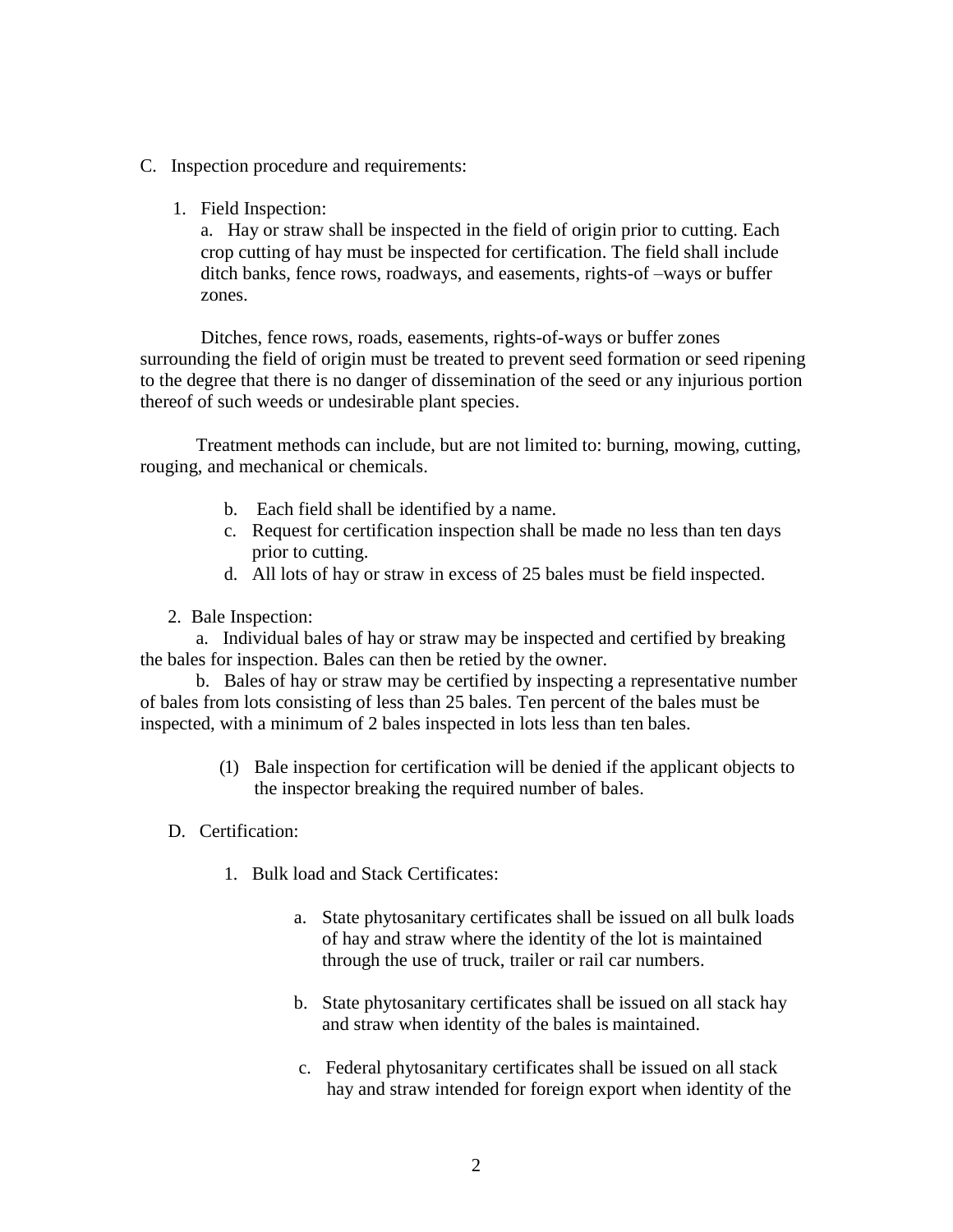C. Inspection procedure and requirements:

1. Field Inspection:

   a. Hay or straw shall be inspected in the field of origin prior to cutting. Each crop cutting of hay must be inspected for certification. The field shall include ditch banks, fence rows, roadways, and easements, rights-of –ways or buffer zones.

Ditches, fence rows, roads, easements, rights-of-ways or buffer zones surrounding the field of origin must be treated to prevent seed formation or seed ripening to the degree that there is no danger of dissemination of the seed or any injurious portion thereof of such weeds or undesirable plant species.

Treatment methods can include, but are not limited to: burning, mowing, cutting, rouging, and mechanical or chemicals.

   b. Each field shall be identified by a name.
   c. Request for certification inspection shall be made no less than ten days prior to cutting.
   d. All lots of hay or straw in excess of 25 bales must be field inspected.

2. Bale Inspection:

   a. Individual bales of hay or straw may be inspected and certified by breaking the bales for inspection. Bales can then be retied by the owner.

   b. Bales of hay or straw may be certified by inspecting a representative number of bales from lots consisting of less than 25 bales. Ten percent of the bales must be inspected, with a minimum of 2 bales inspected in lots less than ten bales.

      (1) Bale inspection for certification will be denied if the applicant objects to the inspector breaking the required number of bales.

D. Certification:

1. Bulk load and Stack Certificates:

   a. State phytosanitary certificates shall be issued on all bulk loads of hay and straw where the identity of the lot is maintained through the use of truck, trailer or rail car numbers.

   b. State phytosanitary certificates shall be issued on all stack hay and straw when identity of the bales is maintained.

   c. Federal phytosanitary certificates shall be issued on all stack hay and straw intended for foreign export when identity of the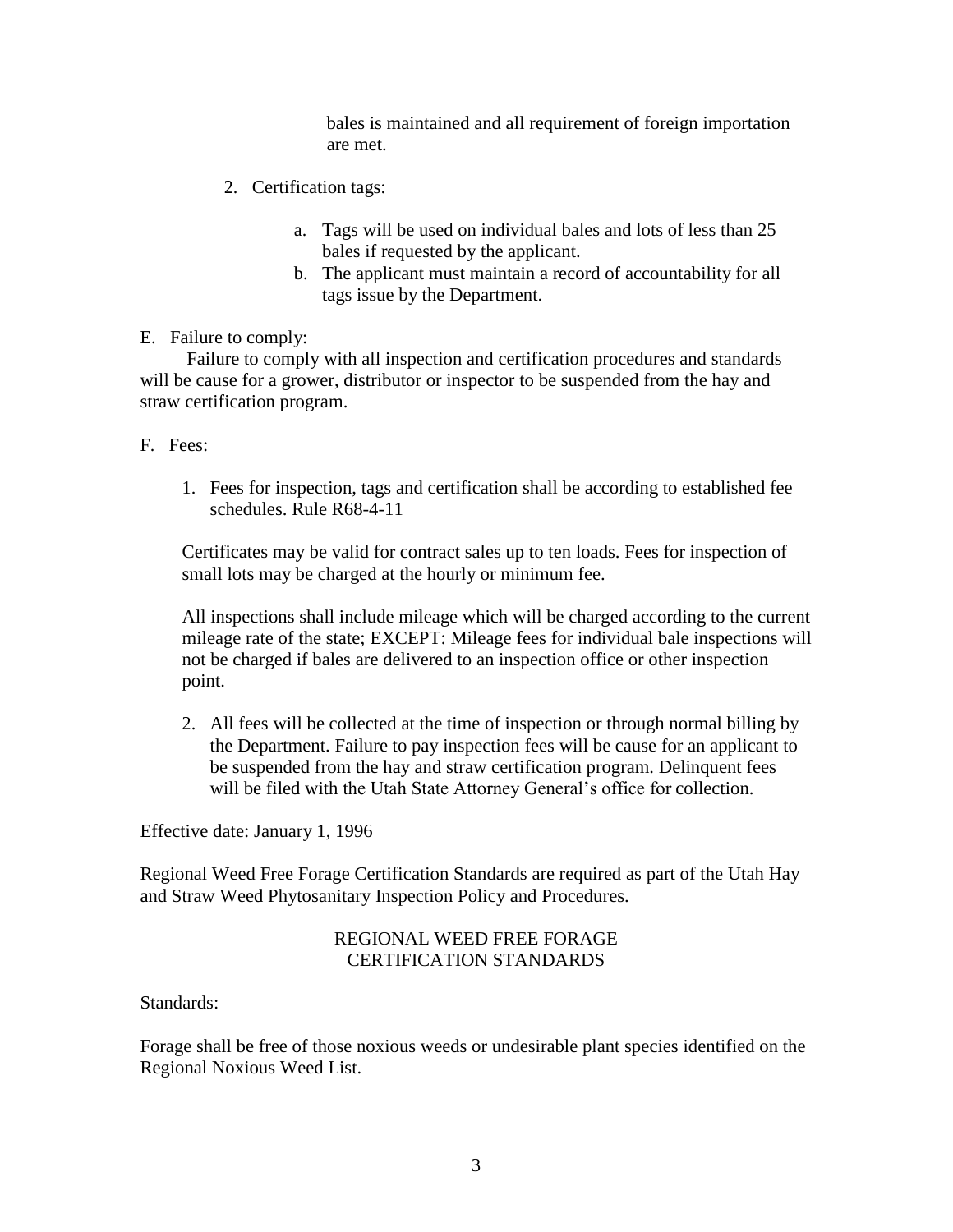bales is maintained and all requirement of foreign importation are met.

2. Certification tags:

    a. Tags will be used on individual bales and lots of less than 25 bales if requested by the applicant.
    b. The applicant must maintain a record of accountability for all tags issue by the Department.

E. Failure to comply:

Failure to comply with all inspection and certification procedures and standards will be cause for a grower, distributor or inspector to be suspended from the hay and straw certification program.

F. Fees:

1. Fees for inspection, tags and certification shall be according to established fee schedules. Rule R68-4-11

   Certificates may be valid for contract sales up to ten loads. Fees for inspection of small lots may be charged at the hourly or minimum fee.

   All inspections shall include mileage which will be charged according to the current mileage rate of the state; EXCEPT: Mileage fees for individual bale inspections will not be charged if bales are delivered to an inspection office or other inspection point.

2. All fees will be collected at the time of inspection or through normal billing by the Department. Failure to pay inspection fees will be cause for an applicant to be suspended from the hay and straw certification program. Delinquent fees will be filed with the Utah State Attorney General's office for collection.

Effective date: January 1, 1996

Regional Weed Free Forage Certification Standards are required as part of the Utah Hay and Straw Weed Phytosanitary Inspection Policy and Procedures.

## REGIONAL WEED FREE FORAGE CERTIFICATION STANDARDS

Standards:

Forage shall be free of those noxious weeds or undesirable plant species identified on the Regional Noxious Weed List.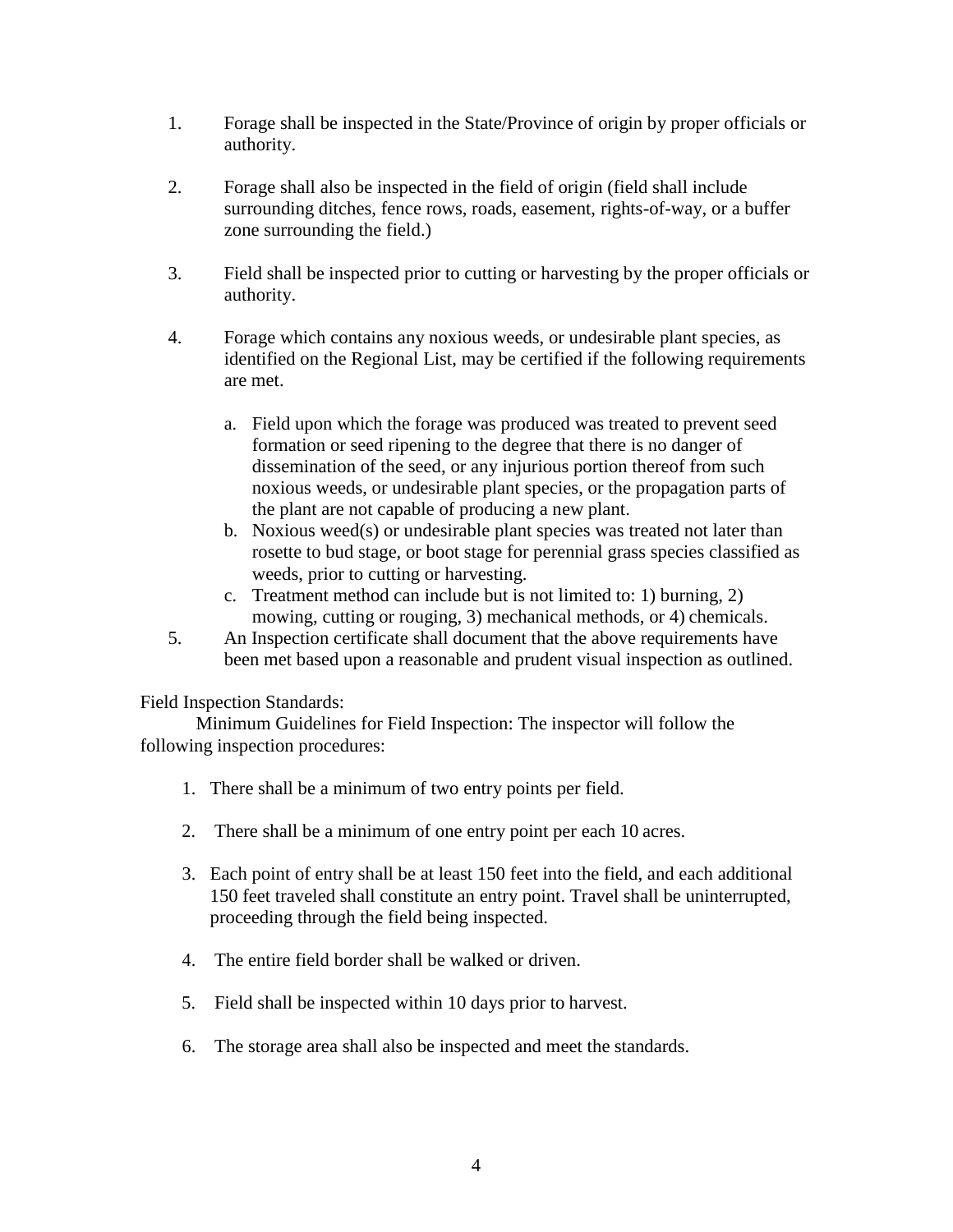1. Forage shall be inspected in the State/Province of origin by proper officials or authority.

2. Forage shall also be inspected in the field of origin (field shall include surrounding ditches, fence rows, roads, easement, rights-of-way, or a buffer zone surrounding the field.)

3. Field shall be inspected prior to cutting or harvesting by the proper officials or authority.

4. Forage which contains any noxious weeds, or undesirable plant species, as identified on the Regional List, may be certified if the following requirements are met.

   a. Field upon which the forage was produced was treated to prevent seed formation or seed ripening to the degree that there is no danger of dissemination of the seed, or any injurious portion thereof from such noxious weeds, or undesirable plant species, or the propagation parts of the plant are not capable of producing a new plant.
   b. Noxious weed(s) or undesirable plant species was treated not later than rosette to bud stage, or boot stage for perennial grass species classified as weeds, prior to cutting or harvesting.
   c. Treatment method can include but is not limited to: 1) burning, 2) mowing, cutting or rouging, 3) mechanical methods, or 4) chemicals.

5. An Inspection certificate shall document that the above requirements have been met based upon a reasonable and prudent visual inspection as outlined.

Field Inspection Standards:

Minimum Guidelines for Field Inspection: The inspector will follow the following inspection procedures:

1. There shall be a minimum of two entry points per field.

2. There shall be a minimum of one entry point per each 10 acres.

3. Each point of entry shall be at least 150 feet into the field, and each additional 150 feet traveled shall constitute an entry point. Travel shall be uninterrupted, proceeding through the field being inspected.

4. The entire field border shall be walked or driven.

5. Field shall be inspected within 10 days prior to harvest.

6. The storage area shall also be inspected and meet the standards.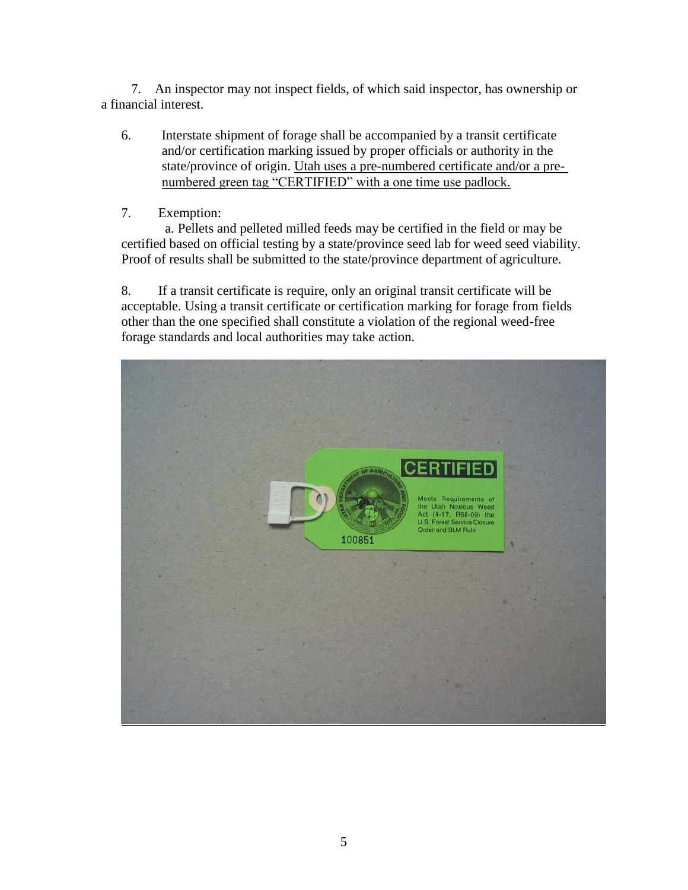7. An inspector may not inspect fields, of which said inspector, has ownership or a financial interest.

6. Interstate shipment of forage shall be accompanied by a transit certificate and/or certification marking issued by proper officials or authority in the state/province of origin. <u>Utah uses a pre-numbered certificate and/or a pre-numbered green tag "CERTIFIED" with a one time use padlock.</u>

7. Exemption:

   a. Pellets and pelleted milled feeds may be certified in the field or may be certified based on official testing by a state/province seed lab for weed seed viability. Proof of results shall be submitted to the state/province department of agriculture.

8. If a transit certificate is require, only an original transit certificate will be acceptable. Using a transit certificate or certification marking for forage from fields other than the one specified shall constitute a violation of the regional weed-free forage standards and local authorities may take action.